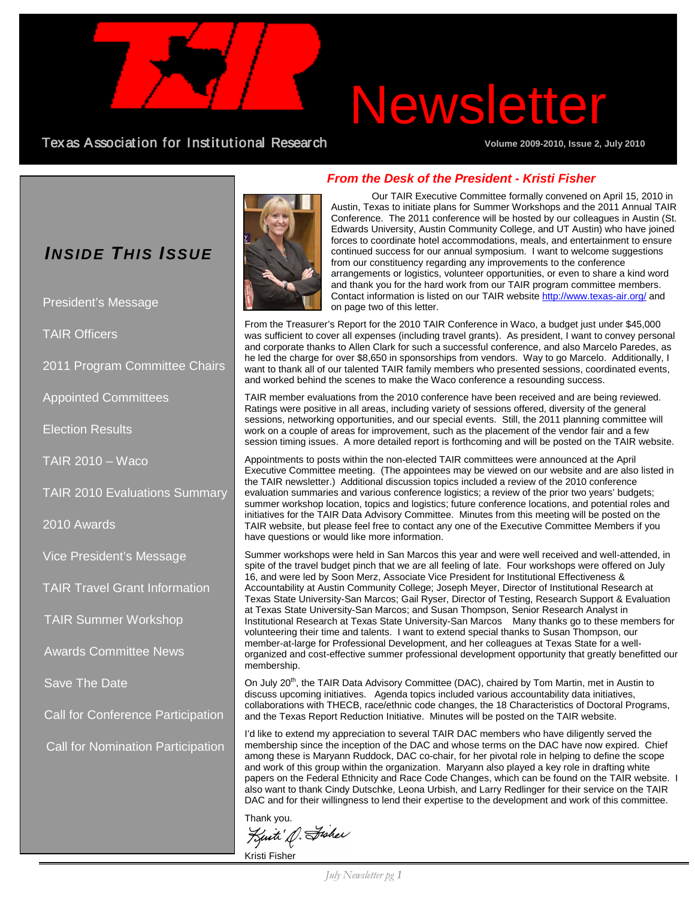# TAIR Newsletter

Texas Association for Institutional Research

Volume 2009-2010, Issue 2, July 2010

## Inside This Issue

- President's Message
- TAIR Officers
- 2011 Program Committee Chairs
- Appointed Committees
- Election Results
- TAIR 2010 – Waco
- TAIR 2010 Evaluations Summary
- 2010 Awards
- Vice President's Message
- TAIR Travel Grant Information
- TAIR Summer Workshop
- Awards Committee News
- Save The Date
- Call for Conference Participation
- Call for Nomination Participation

## *From the Desk of the President - Kristi Fisher*

Our TAIR Executive Committee formally convened on April 15, 2010 in Austin, Texas to initiate plans for Summer Workshops and the 2011 Annual TAIR Conference. The 2011 conference will be hosted by our colleagues in Austin (St. Edwards University, Austin Community College, and UT Austin) who have joined forces to coordinate hotel accommodations, meals, and entertainment to ensure continued success for our annual symposium. I want to welcome suggestions from our constituency regarding any improvements to the conference arrangements or logistics, volunteer opportunities, or even to share a kind word and thank you for the hard work from our TAIR program committee members. Contact information is listed on our TAIR website http://www.texas-air.org/ and on page two of this letter.

From the Treasurer's Report for the 2010 TAIR Conference in Waco, a budget just under $45,000 was sufficient to cover all expenses (including travel grants). As president, I want to convey personal and corporate thanks to Allen Clark for such a successful conference, and also Marcelo Paredes, as he led the charge for over $8,650 in sponsorships from vendors. Way to go Marcelo. Additionally, I want to thank all of our talented TAIR family members who presented sessions, coordinated events, and worked behind the scenes to make the Waco conference a resounding success.

TAIR member evaluations from the 2010 conference have been received and are being reviewed. Ratings were positive in all areas, including variety of sessions offered, diversity of the general sessions, networking opportunities, and our special events. Still, the 2011 planning committee will work on a couple of areas for improvement, such as the placement of the vendor fair and a few session timing issues. A more detailed report is forthcoming and will be posted on the TAIR website.

Appointments to posts within the non-elected TAIR committees were announced at the April Executive Committee meeting. (The appointees may be viewed on our website and are also listed in the TAIR newsletter.) Additional discussion topics included a review of the 2010 conference evaluation summaries and various conference logistics; a review of the prior two years' budgets; summer workshop location, topics and logistics; future conference locations, and potential roles and initiatives for the TAIR Data Advisory Committee. Minutes from this meeting will be posted on the TAIR website, but please feel free to contact any one of the Executive Committee Members if you have questions or would like more information.

Summer workshops were held in San Marcos this year and were well received and well-attended, in spite of the travel budget pinch that we are all feeling of late. Four workshops were offered on July 16, and were led by Soon Merz, Associate Vice President for Institutional Effectiveness & Accountability at Austin Community College; Joseph Meyer, Director of Institutional Research at Texas State University-San Marcos; Gail Ryser, Director of Testing, Research Support & Evaluation at Texas State University-San Marcos; and Susan Thompson, Senior Research Analyst in Institutional Research at Texas State University-San Marcos Many thanks go to these members for volunteering their time and talents. I want to extend special thanks to Susan Thompson, our member-at-large for Professional Development, and her colleagues at Texas State for a well-organized and cost-effective summer professional development opportunity that greatly benefitted our membership.

On July 20th, the TAIR Data Advisory Committee (DAC), chaired by Tom Martin, met in Austin to discuss upcoming initiatives. Agenda topics included various accountability data initiatives, collaborations with THECB, race/ethnic code changes, the 18 Characteristics of Doctoral Programs, and the Texas Report Reduction Initiative. Minutes will be posted on the TAIR website.

I'd like to extend my appreciation to several TAIR DAC members who have diligently served the membership since the inception of the DAC and whose terms on the DAC have now expired. Chief among these is Maryann Ruddock, DAC co-chair, for her pivotal role in helping to define the scope and work of this group within the organization. Maryann also played a key role in drafting white papers on the Federal Ethnicity and Race Code Changes, which can be found on the TAIR website. I also want to thank Cindy Dutschke, Leona Urbish, and Larry Redlinger for their service on the TAIR DAC and for their willingness to lend their expertise to the development and work of this committee.

Thank you.

*Kristi A. Fisher*

Kristi Fisher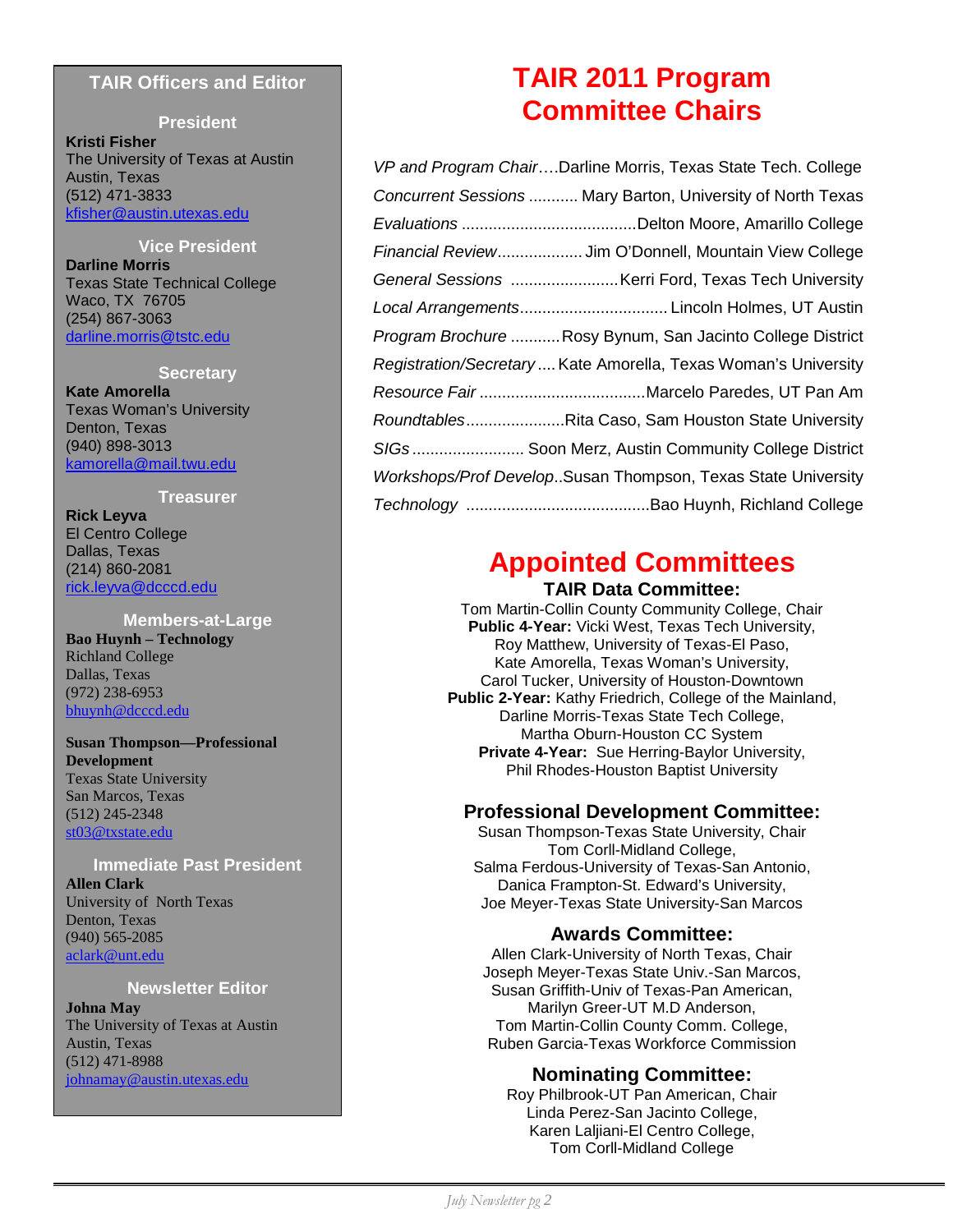## TAIR Officers and Editor

### President

**Kristi Fisher**
The University of Texas at Austin
Austin, Texas
(512) 471-3833
kfisher@austin.utexas.edu

### Vice President

**Darline Morris**
Texas State Technical College
Waco, TX 76705
(254) 867-3063
darline.morris@tstc.edu

### Secretary

**Kate Amorella**
Texas Woman's University
Denton, Texas
(940) 898-3013
kamorella@mail.twu.edu

### Treasurer

**Rick Leyva**
El Centro College
Dallas, Texas
(214) 860-2081
rick.leyva@dcccd.edu

### Members-at-Large

**Bao Huynh – Technology**
Richland College
Dallas, Texas
(972) 238-6953
bhuynh@dcccd.edu

**Susan Thompson—Professional Development**
Texas State University
San Marcos, Texas
(512) 245-2348
st03@txstate.edu

### Immediate Past President

**Allen Clark**
University of North Texas
Denton, Texas
(940) 565-2085
aclark@unt.edu

### Newsletter Editor

**Johna May**
The University of Texas at Austin
Austin, Texas
(512) 471-8988
johnamay@austin.utexas.edu

# TAIR 2011 Program Committee Chairs

*VP and Program Chair*….Darline Morris, Texas State Tech. College
*Concurrent Sessions* ........... Mary Barton, University of North Texas
*Evaluations* .......................................Delton Moore, Amarillo College
*Financial Review*................... Jim O'Donnell, Mountain View College
*General Sessions* ........................Kerri Ford, Texas Tech University
*Local Arrangements*................................. Lincoln Holmes, UT Austin
*Program Brochure* ...........Rosy Bynum, San Jacinto College District
*Registration/Secretary*.... Kate Amorella, Texas Woman's University
*Resource Fair* .....................................Marcelo Paredes, UT Pan Am
*Roundtables*......................Rita Caso, Sam Houston State University
*SIGs* ......................... Soon Merz, Austin Community College District
*Workshops/Prof Develop*..Susan Thompson, Texas State University
*Technology* .........................................Bao Huynh, Richland College

# Appointed Committees

### TAIR Data Committee:

Tom Martin-Collin County Community College, Chair
**Public 4-Year:** Vicki West, Texas Tech University,
Roy Matthew, University of Texas-El Paso,
Kate Amorella, Texas Woman's University,
Carol Tucker, University of Houston-Downtown
**Public 2-Year:** Kathy Friedrich, College of the Mainland,
Darline Morris-Texas State Tech College,
Martha Oburn-Houston CC System
**Private 4-Year:** Sue Herring-Baylor University,
Phil Rhodes-Houston Baptist University

### Professional Development Committee:

Susan Thompson-Texas State University, Chair
Tom Corll-Midland College,
Salma Ferdous-University of Texas-San Antonio,
Danica Frampton-St. Edward's University,
Joe Meyer-Texas State University-San Marcos

### Awards Committee:

Allen Clark-University of North Texas, Chair
Joseph Meyer-Texas State Univ.-San Marcos,
Susan Griffith-Univ of Texas-Pan American,
Marilyn Greer-UT M.D Anderson,
Tom Martin-Collin County Comm. College,
Ruben Garcia-Texas Workforce Commission

### Nominating Committee:

Roy Philbrook-UT Pan American, Chair
Linda Perez-San Jacinto College,
Karen Laljiani-El Centro College,
Tom Corll-Midland College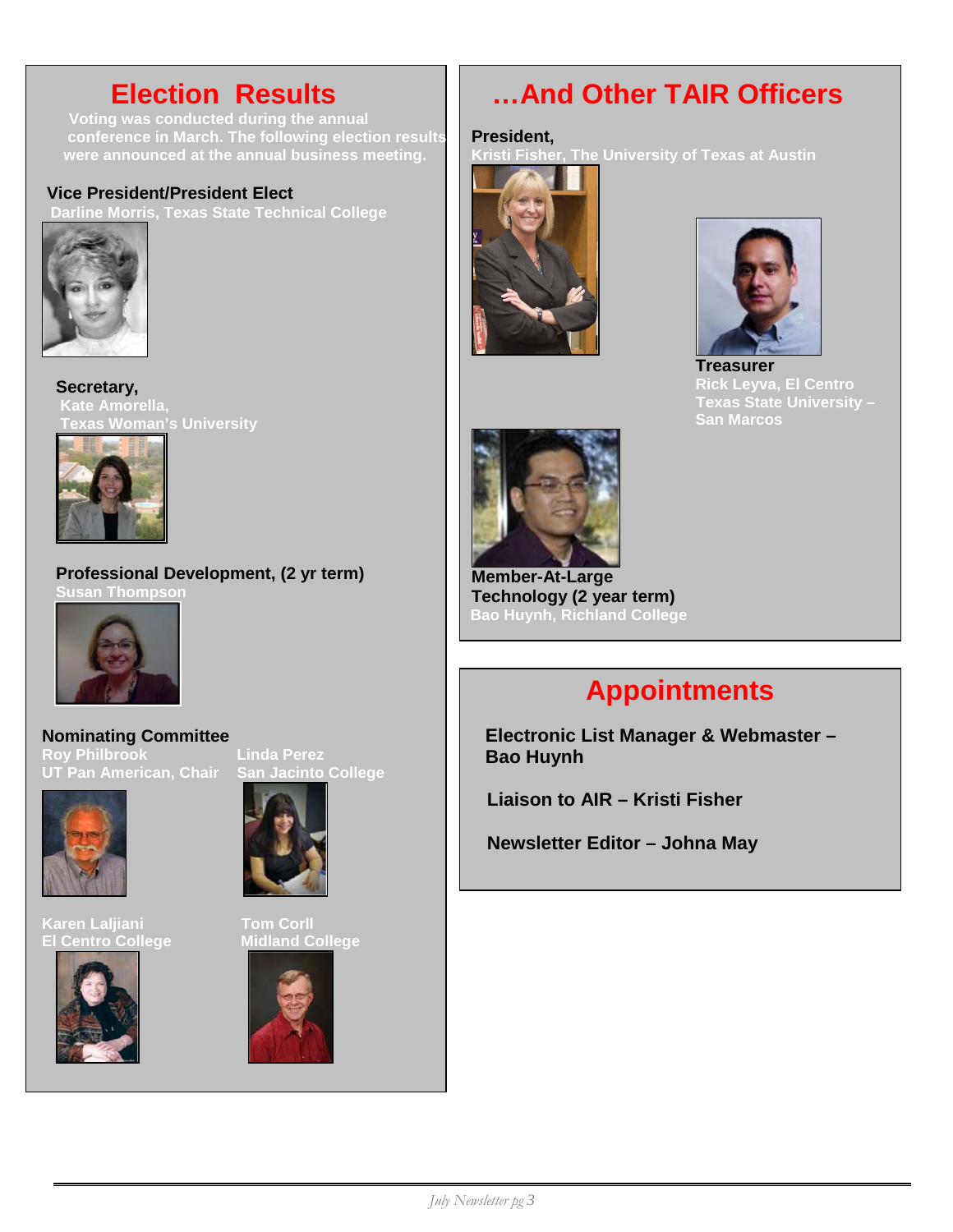## Election Results

Voting was conducted during the annual conference in March. The following election results were announced at the annual business meeting.

**Vice President/President Elect**
Darline Morris, Texas State Technical College

**Secretary,**
Kate Amorella,
Texas Woman's University

**Professional Development, (2 yr term)**
Susan Thompson

**Nominating Committee**

Roy Philbrook
UT Pan American, Chair

Linda Perez
San Jacinto College

Karen Laljiani
El Centro College

Tom Corll
Midland College

## …And Other TAIR Officers

**President,**
Kristi Fisher, The University of Texas at Austin

**Treasurer**
Rick Leyva, El Centro
Texas State University – San Marcos

**Member-At-Large Technology (2 year term)**
Bao Huynh, Richland College

## Appointments

**Electronic List Manager & Webmaster – Bao Huynh**

**Liaison to AIR – Kristi Fisher**

**Newsletter Editor – Johna May**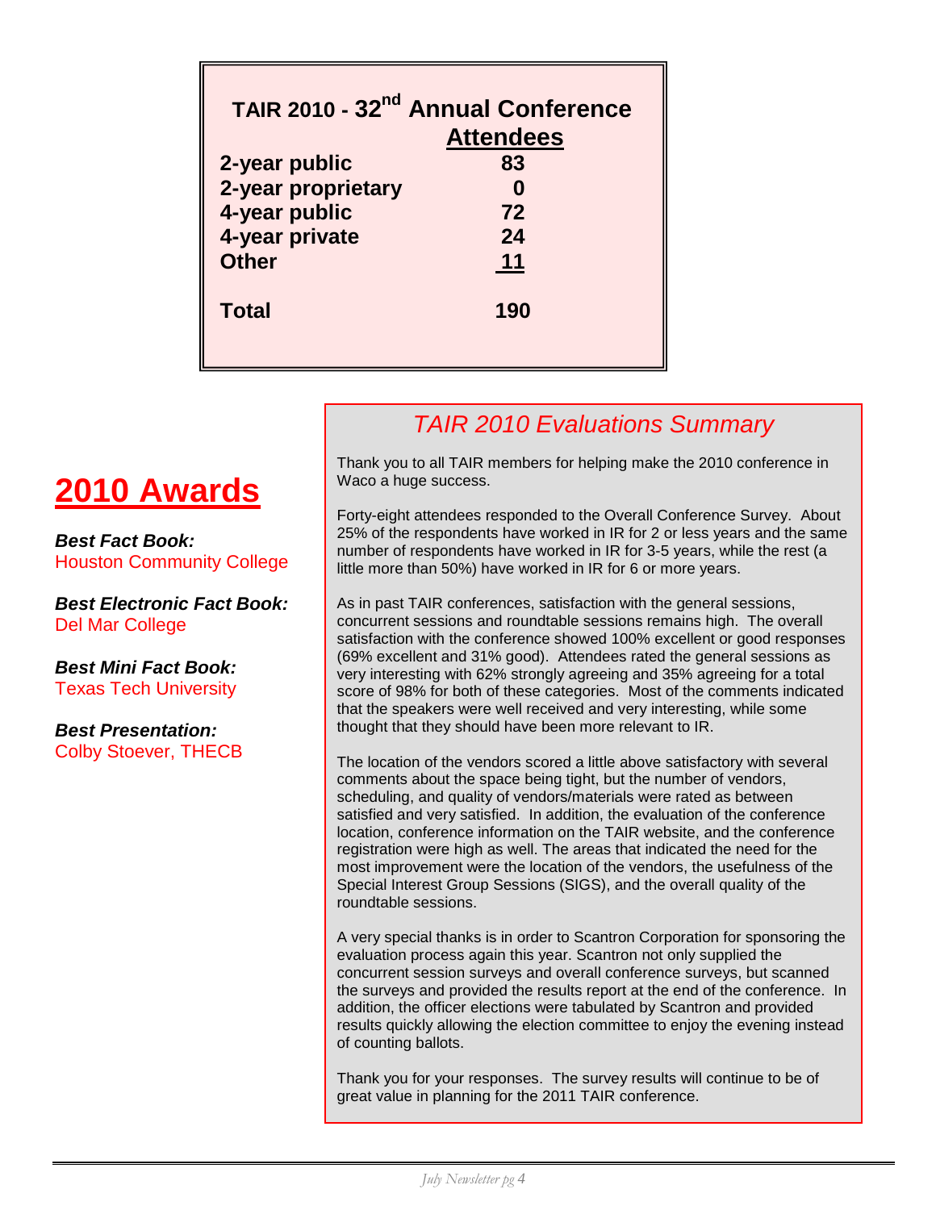## TAIR 2010 - 32nd Annual Conference

| | Attendees |
|---|---|
| 2-year public | 83 |
| 2-year proprietary | 0 |
| 4-year public | 72 |
| 4-year private | 24 |
| Other | 11 |
| **Total** | **190** |

## 2010 Awards

***Best Fact Book:***
Houston Community College

***Best Electronic Fact Book:***
Del Mar College

***Best Mini Fact Book:***
Texas Tech University

***Best Presentation:***
Colby Stoever, THECB

## *TAIR 2010 Evaluations Summary*

Thank you to all TAIR members for helping make the 2010 conference in Waco a huge success.

Forty-eight attendees responded to the Overall Conference Survey. About 25% of the respondents have worked in IR for 2 or less years and the same number of respondents have worked in IR for 3-5 years, while the rest (a little more than 50%) have worked in IR for 6 or more years.

As in past TAIR conferences, satisfaction with the general sessions, concurrent sessions and roundtable sessions remains high. The overall satisfaction with the conference showed 100% excellent or good responses (69% excellent and 31% good). Attendees rated the general sessions as very interesting with 62% strongly agreeing and 35% agreeing for a total score of 98% for both of these categories. Most of the comments indicated that the speakers were well received and very interesting, while some thought that they should have been more relevant to IR.

The location of the vendors scored a little above satisfactory with several comments about the space being tight, but the number of vendors, scheduling, and quality of vendors/materials were rated as between satisfied and very satisfied. In addition, the evaluation of the conference location, conference information on the TAIR website, and the conference registration were high as well. The areas that indicated the need for the most improvement were the location of the vendors, the usefulness of the Special Interest Group Sessions (SIGS), and the overall quality of the roundtable sessions.

A very special thanks is in order to Scantron Corporation for sponsoring the evaluation process again this year. Scantron not only supplied the concurrent session surveys and overall conference surveys, but scanned the surveys and provided the results report at the end of the conference. In addition, the officer elections were tabulated by Scantron and provided results quickly allowing the election committee to enjoy the evening instead of counting ballots.

Thank you for your responses. The survey results will continue to be of great value in planning for the 2011 TAIR conference.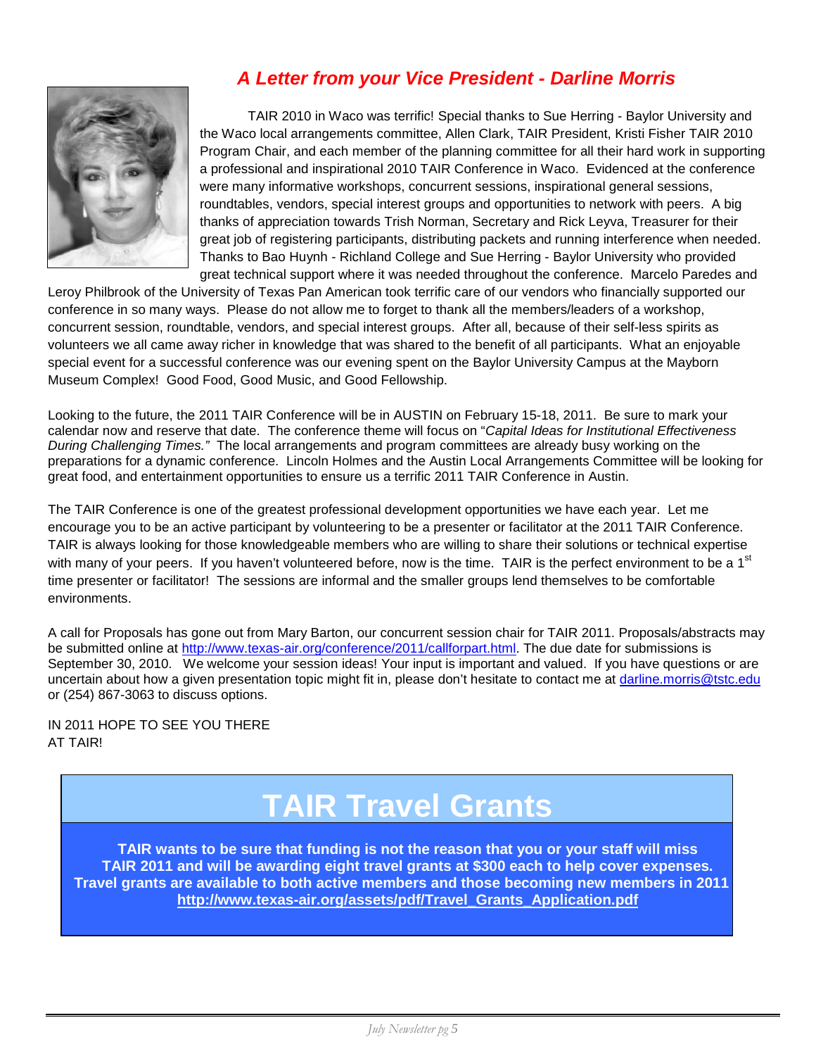## *A Letter from your Vice President - Darline Morris*

TAIR 2010 in Waco was terrific! Special thanks to Sue Herring - Baylor University and the Waco local arrangements committee, Allen Clark, TAIR President, Kristi Fisher TAIR 2010 Program Chair, and each member of the planning committee for all their hard work in supporting a professional and inspirational 2010 TAIR Conference in Waco. Evidenced at the conference were many informative workshops, concurrent sessions, inspirational general sessions, roundtables, vendors, special interest groups and opportunities to network with peers. A big thanks of appreciation towards Trish Norman, Secretary and Rick Leyva, Treasurer for their great job of registering participants, distributing packets and running interference when needed. Thanks to Bao Huynh - Richland College and Sue Herring - Baylor University who provided great technical support where it was needed throughout the conference. Marcelo Paredes and Leroy Philbrook of the University of Texas Pan American took terrific care of our vendors who financially supported our conference in so many ways. Please do not allow me to forget to thank all the members/leaders of a workshop, concurrent session, roundtable, vendors, and special interest groups. After all, because of their self-less spirits as volunteers we all came away richer in knowledge that was shared to the benefit of all participants. What an enjoyable special event for a successful conference was our evening spent on the Baylor University Campus at the Mayborn Museum Complex! Good Food, Good Music, and Good Fellowship.

Looking to the future, the 2011 TAIR Conference will be in AUSTIN on February 15-18, 2011. Be sure to mark your calendar now and reserve that date. The conference theme will focus on "*Capital Ideas for Institutional Effectiveness During Challenging Times."* The local arrangements and program committees are already busy working on the preparations for a dynamic conference. Lincoln Holmes and the Austin Local Arrangements Committee will be looking for great food, and entertainment opportunities to ensure us a terrific 2011 TAIR Conference in Austin.

The TAIR Conference is one of the greatest professional development opportunities we have each year. Let me encourage you to be an active participant by volunteering to be a presenter or facilitator at the 2011 TAIR Conference. TAIR is always looking for those knowledgeable members who are willing to share their solutions or technical expertise with many of your peers. If you haven't volunteered before, now is the time. TAIR is the perfect environment to be a 1st time presenter or facilitator! The sessions are informal and the smaller groups lend themselves to be comfortable environments.

A call for Proposals has gone out from Mary Barton, our concurrent session chair for TAIR 2011. Proposals/abstracts may be submitted online at http://www.texas-air.org/conference/2011/callforpart.html. The due date for submissions is September 30, 2010. We welcome your session ideas! Your input is important and valued. If you have questions or are uncertain about how a given presentation topic might fit in, please don't hesitate to contact me at darline.morris@tstc.edu or (254) 867-3063 to discuss options.

IN 2011 HOPE TO SEE YOU THERE
AT TAIR!

# TAIR Travel Grants

**TAIR wants to be sure that funding is not the reason that you or your staff will miss TAIR 2011 and will be awarding eight travel grants at $300 each to help cover expenses. Travel grants are available to both active members and those becoming new members in 2011**
**http://www.texas-air.org/assets/pdf/Travel_Grants_Application.pdf**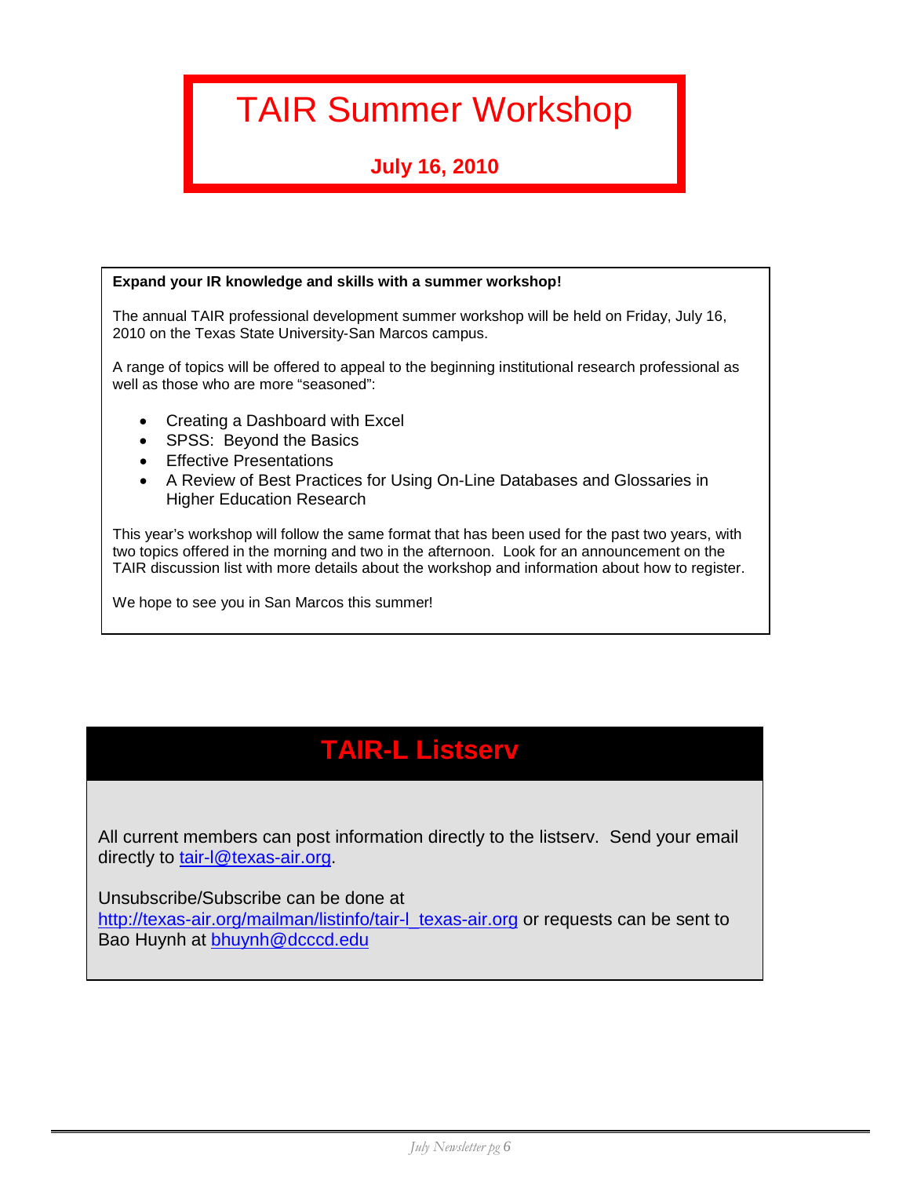# TAIR Summer Workshop

**July 16, 2010**

**Expand your IR knowledge and skills with a summer workshop!**

The annual TAIR professional development summer workshop will be held on Friday, July 16, 2010 on the Texas State University-San Marcos campus.

A range of topics will be offered to appeal to the beginning institutional research professional as well as those who are more "seasoned":

- Creating a Dashboard with Excel
- SPSS: Beyond the Basics
- Effective Presentations
- A Review of Best Practices for Using On-Line Databases and Glossaries in Higher Education Research

This year's workshop will follow the same format that has been used for the past two years, with two topics offered in the morning and two in the afternoon. Look for an announcement on the TAIR discussion list with more details about the workshop and information about how to register.

We hope to see you in San Marcos this summer!

## TAIR-L Listserv

All current members can post information directly to the listserv. Send your email directly to tair-l@texas-air.org.

Unsubscribe/Subscribe can be done at http://texas-air.org/mailman/listinfo/tair-l_texas-air.org or requests can be sent to Bao Huynh at bhuynh@dcccd.edu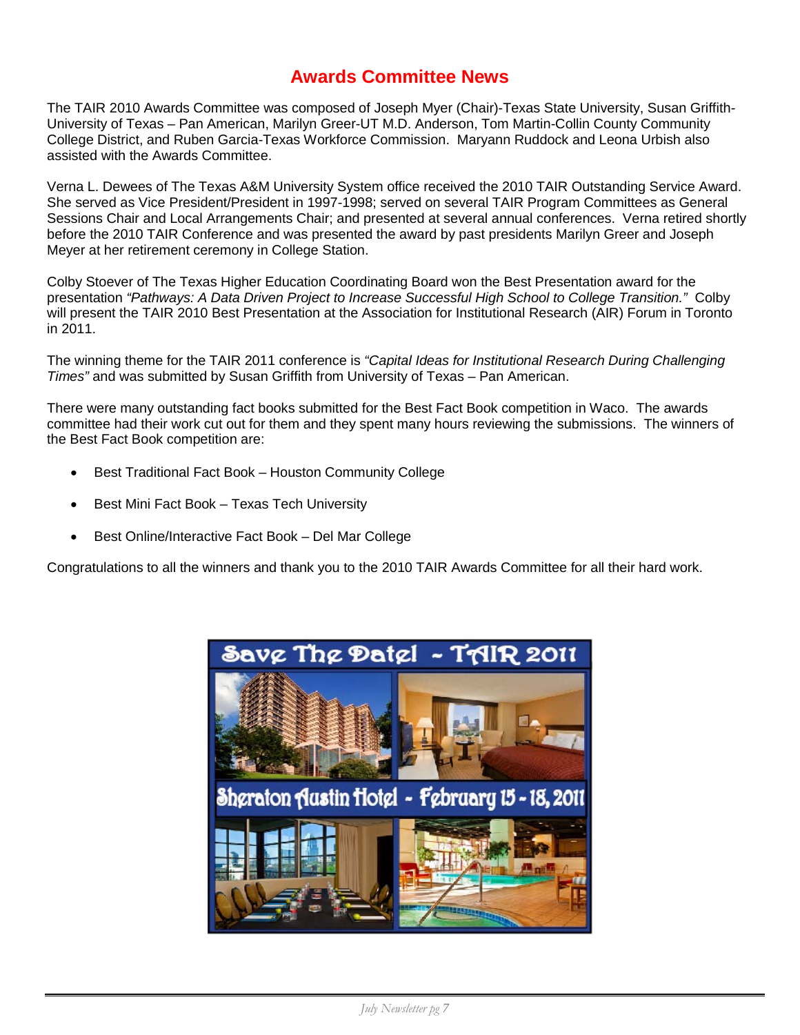# Awards Committee News

The TAIR 2010 Awards Committee was composed of Joseph Myer (Chair)-Texas State University, Susan Griffith-University of Texas – Pan American, Marilyn Greer-UT M.D. Anderson, Tom Martin-Collin County Community College District, and Ruben Garcia-Texas Workforce Commission. Maryann Ruddock and Leona Urbish also assisted with the Awards Committee.

Verna L. Dewees of The Texas A&M University System office received the 2010 TAIR Outstanding Service Award. She served as Vice President/President in 1997-1998; served on several TAIR Program Committees as General Sessions Chair and Local Arrangements Chair; and presented at several annual conferences. Verna retired shortly before the 2010 TAIR Conference and was presented the award by past presidents Marilyn Greer and Joseph Meyer at her retirement ceremony in College Station.

Colby Stoever of The Texas Higher Education Coordinating Board won the Best Presentation award for the presentation *"Pathways: A Data Driven Project to Increase Successful High School to College Transition."* Colby will present the TAIR 2010 Best Presentation at the Association for Institutional Research (AIR) Forum in Toronto in 2011.

The winning theme for the TAIR 2011 conference is *"Capital Ideas for Institutional Research During Challenging Times"* and was submitted by Susan Griffith from University of Texas – Pan American.

There were many outstanding fact books submitted for the Best Fact Book competition in Waco. The awards committee had their work cut out for them and they spent many hours reviewing the submissions. The winners of the Best Fact Book competition are:

- Best Traditional Fact Book – Houston Community College
- Best Mini Fact Book – Texas Tech University
- Best Online/Interactive Fact Book – Del Mar College

Congratulations to all the winners and thank you to the 2010 TAIR Awards Committee for all their hard work.

Save The Date! - TAIR 2011

Sheraton Austin Hotel - February 15 - 18, 2011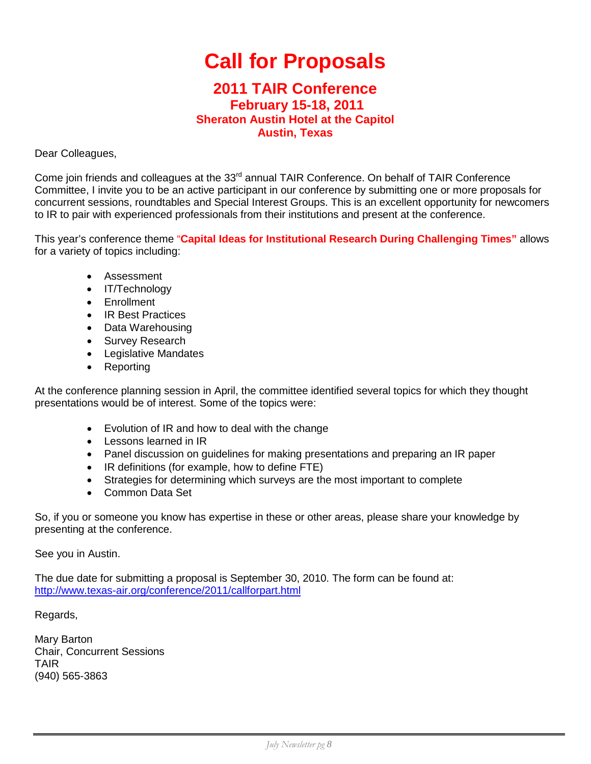# Call for Proposals

## 2011 TAIR Conference

### February 15-18, 2011

**Sheraton Austin Hotel at the Capitol**
**Austin, Texas**

Dear Colleagues,

Come join friends and colleagues at the 33rd annual TAIR Conference. On behalf of TAIR Conference Committee, I invite you to be an active participant in our conference by submitting one or more proposals for concurrent sessions, roundtables and Special Interest Groups. This is an excellent opportunity for newcomers to IR to pair with experienced professionals from their institutions and present at the conference.

This year's conference theme **"Capital Ideas for Institutional Research During Challenging Times"** allows for a variety of topics including:

- Assessment
- IT/Technology
- Enrollment
- IR Best Practices
- Data Warehousing
- Survey Research
- Legislative Mandates
- Reporting

At the conference planning session in April, the committee identified several topics for which they thought presentations would be of interest. Some of the topics were:

- Evolution of IR and how to deal with the change
- Lessons learned in IR
- Panel discussion on guidelines for making presentations and preparing an IR paper
- IR definitions (for example, how to define FTE)
- Strategies for determining which surveys are the most important to complete
- Common Data Set

So, if you or someone you know has expertise in these or other areas, please share your knowledge by presenting at the conference.

See you in Austin.

The due date for submitting a proposal is September 30, 2010. The form can be found at: http://www.texas-air.org/conference/2011/callforpart.html

Regards,

Mary Barton
Chair, Concurrent Sessions
TAIR
(940) 565-3863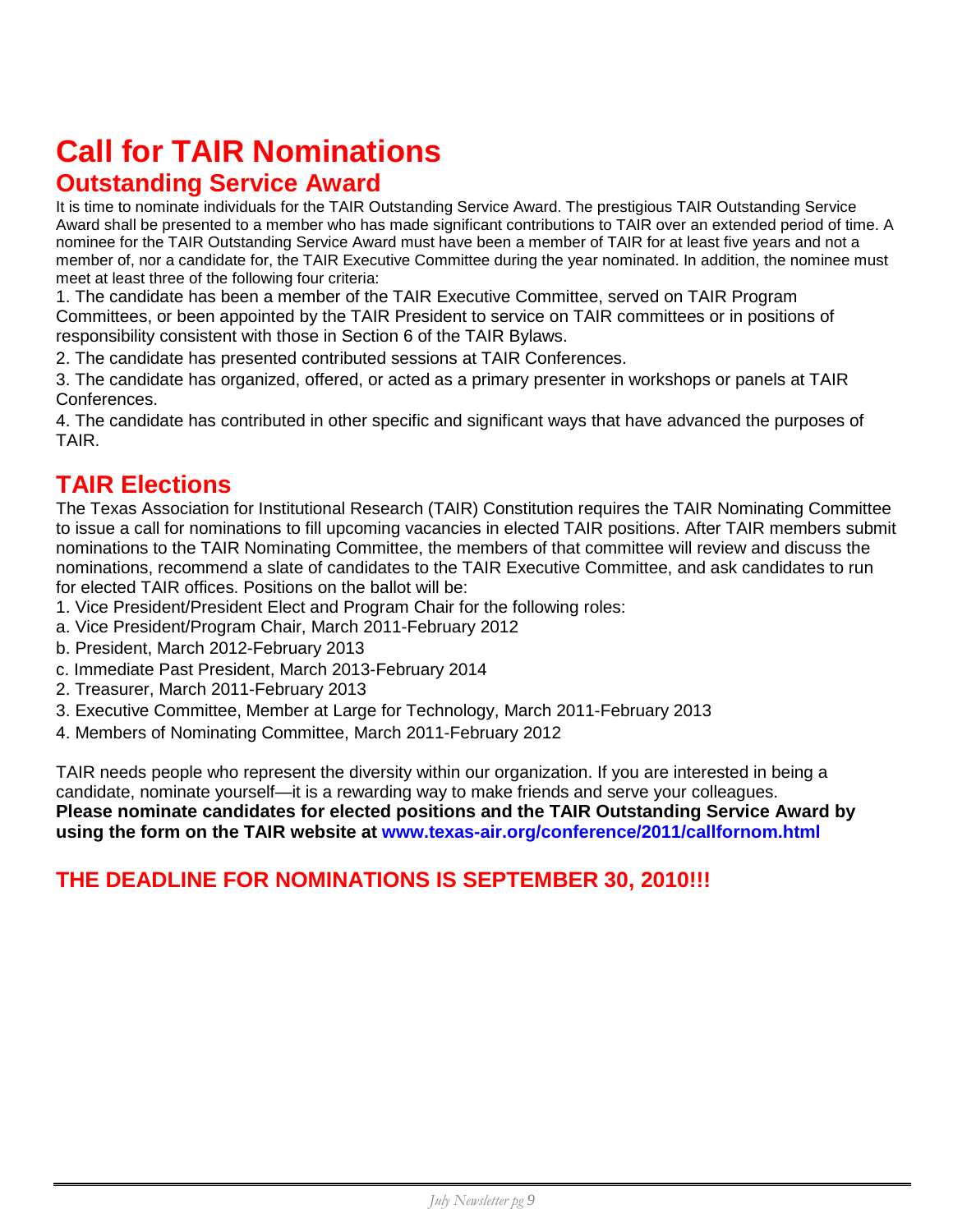# Call for TAIR Nominations

## Outstanding Service Award

It is time to nominate individuals for the TAIR Outstanding Service Award. The prestigious TAIR Outstanding Service Award shall be presented to a member who has made significant contributions to TAIR over an extended period of time. A nominee for the TAIR Outstanding Service Award must have been a member of TAIR for at least five years and not a member of, nor a candidate for, the TAIR Executive Committee during the year nominated. In addition, the nominee must meet at least three of the following four criteria:

1. The candidate has been a member of the TAIR Executive Committee, served on TAIR Program Committees, or been appointed by the TAIR President to service on TAIR committees or in positions of responsibility consistent with those in Section 6 of the TAIR Bylaws.
2. The candidate has presented contributed sessions at TAIR Conferences.
3. The candidate has organized, offered, or acted as a primary presenter in workshops or panels at TAIR Conferences.
4. The candidate has contributed in other specific and significant ways that have advanced the purposes of TAIR.

## TAIR Elections

The Texas Association for Institutional Research (TAIR) Constitution requires the TAIR Nominating Committee to issue a call for nominations to fill upcoming vacancies in elected TAIR positions. After TAIR members submit nominations to the TAIR Nominating Committee, the members of that committee will review and discuss the nominations, recommend a slate of candidates to the TAIR Executive Committee, and ask candidates to run for elected TAIR offices. Positions on the ballot will be:

1. Vice President/President Elect and Program Chair for the following roles:
   a. Vice President/Program Chair, March 2011-February 2012
   b. President, March 2012-February 2013
   c. Immediate Past President, March 2013-February 2014
2. Treasurer, March 2011-February 2013
3. Executive Committee, Member at Large for Technology, March 2011-February 2013
4. Members of Nominating Committee, March 2011-February 2012

TAIR needs people who represent the diversity within our organization. If you are interested in being a candidate, nominate yourself—it is a rewarding way to make friends and serve your colleagues.
**Please nominate candidates for elected positions and the TAIR Outstanding Service Award by using the form on the TAIR website at www.texas-air.org/conference/2011/callfornom.html**

## THE DEADLINE FOR NOMINATIONS IS SEPTEMBER 30, 2010!!!